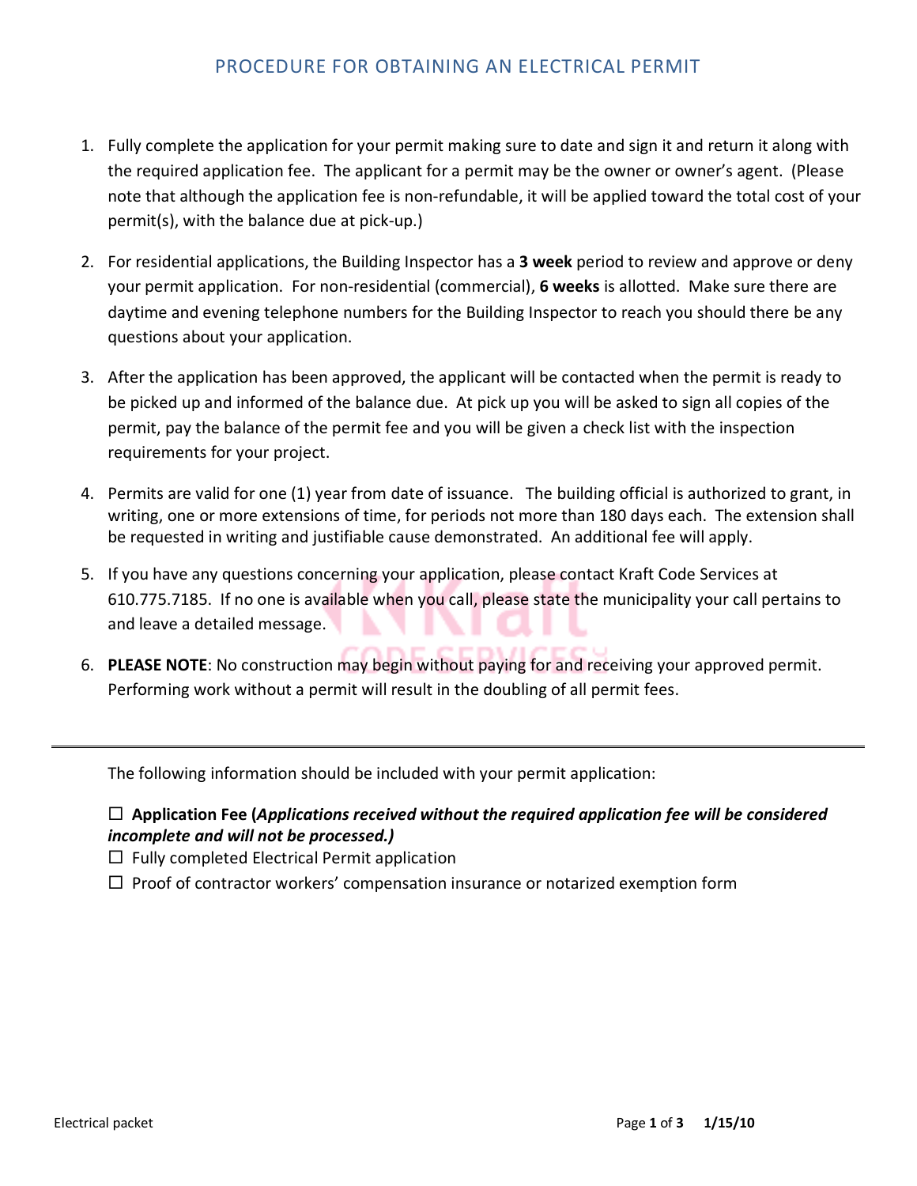# PROCEDURE FOR OBTAINING AN ELECTRICAL PERMIT

1. Fully complete the application for your permit making sure to date and sign it and return it along with the required application fee. The applicant for a permit may be the owner or owner's agent. (Please note that although the application fee is non-refundable, it will be applied toward the total cost of your permit(s), with the balance due at pick-up.)

2. For residential applications, the Building Inspector has a **3 week** period to review and approve or deny your permit application. For non-residential (commercial), **6 weeks** is allotted. Make sure there are daytime and evening telephone numbers for the Building Inspector to reach you should there be any questions about your application.

3. After the application has been approved, the applicant will be contacted when the permit is ready to be picked up and informed of the balance due. At pick up you will be asked to sign all copies of the permit, pay the balance of the permit fee and you will be given a check list with the inspection requirements for your project.

4. Permits are valid for one (1) year from date of issuance. The building official is authorized to grant, in writing, one or more extensions of time, for periods not more than 180 days each. The extension shall be requested in writing and justifiable cause demonstrated. An additional fee will apply.

5. If you have any questions concerning your application, please contact Kraft Code Services at 610.775.7185. If no one is available when you call, please state the municipality your call pertains to and leave a detailed message.

6. **PLEASE NOTE**: No construction may begin without paying for and receiving your approved permit. Performing work without a permit will result in the doubling of all permit fees.

---

The following information should be included with your permit application:

- ☐ **Application Fee (*Applications received without the required application fee will be considered incomplete and will not be processed.)***
- ☐ Fully completed Electrical Permit application
- ☐ Proof of contractor workers' compensation insurance or notarized exemption form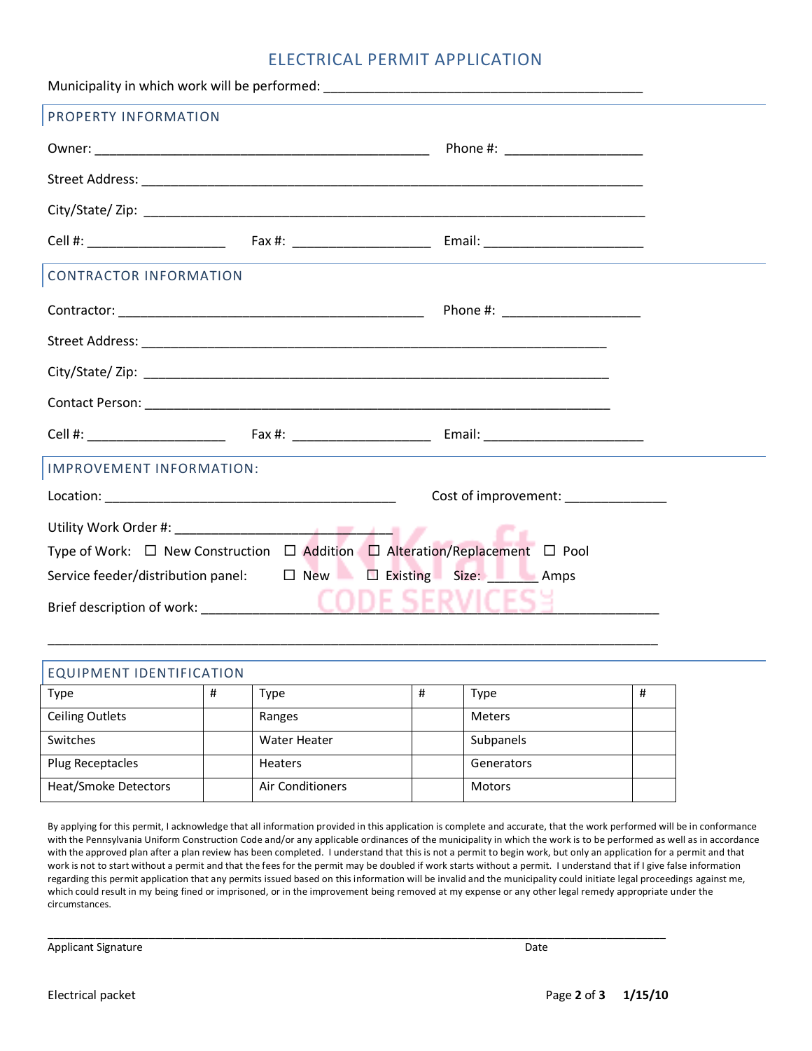# ELECTRICAL PERMIT APPLICATION

Municipality in which work will be performed: ____________________________________________

## PROPERTY INFORMATION

Owner: ______________________________________________ Phone #: ___________________

Street Address: _____________________________________________________________________

City/State/ Zip: _____________________________________________________________________

Cell #: ___________________ Fax #: ___________________ Email: ______________________

## CONTRACTOR INFORMATION

Contractor: _________________________________________ Phone #: ___________________

Street Address: _______________________________________________________________

City/State/ Zip: _______________________________________________________________

Contact Person: _______________________________________________________________

Cell #: ___________________ Fax #: ___________________ Email: ______________________

## IMPROVEMENT INFORMATION:

Location: _______________________________________ Cost of improvement: ______________

Utility Work Order #: ___________________________

Type of Work: ☐ New Construction ☐ Addition ☐ Alteration/Replacement ☐ Pool

Service feeder/distribution panel: ☐ New ☐ Existing Size: _______ Amps

Brief description of work: ________________________________________________________

_____________________________________________________________________________________

## EQUIPMENT IDENTIFICATION

| Type | # | Type | # | Type | # |
|---|---|---|---|---|---|
| Ceiling Outlets | | Ranges | | Meters | |
| Switches | | Water Heater | | Subpanels | |
| Plug Receptacles | | Heaters | | Generators | |
| Heat/Smoke Detectors | | Air Conditioners | | Motors | |

By applying for this permit, I acknowledge that all information provided in this application is complete and accurate, that the work performed will be in conformance with the Pennsylvania Uniform Construction Code and/or any applicable ordinances of the municipality in which the work is to be performed as well as in accordance with the approved plan after a plan review has been completed. I understand that this is not a permit to begin work, but only an application for a permit and that work is not to start without a permit and that the fees for the permit may be doubled if work starts without a permit. I understand that if I give false information regarding this permit application that any permits issued based on this information will be invalid and the municipality could initiate legal proceedings against me, which could result in my being fined or imprisoned, or in the improvement being removed at my expense or any other legal remedy appropriate under the circumstances.

_____________________________________________________________________________________

Applicant Signature Date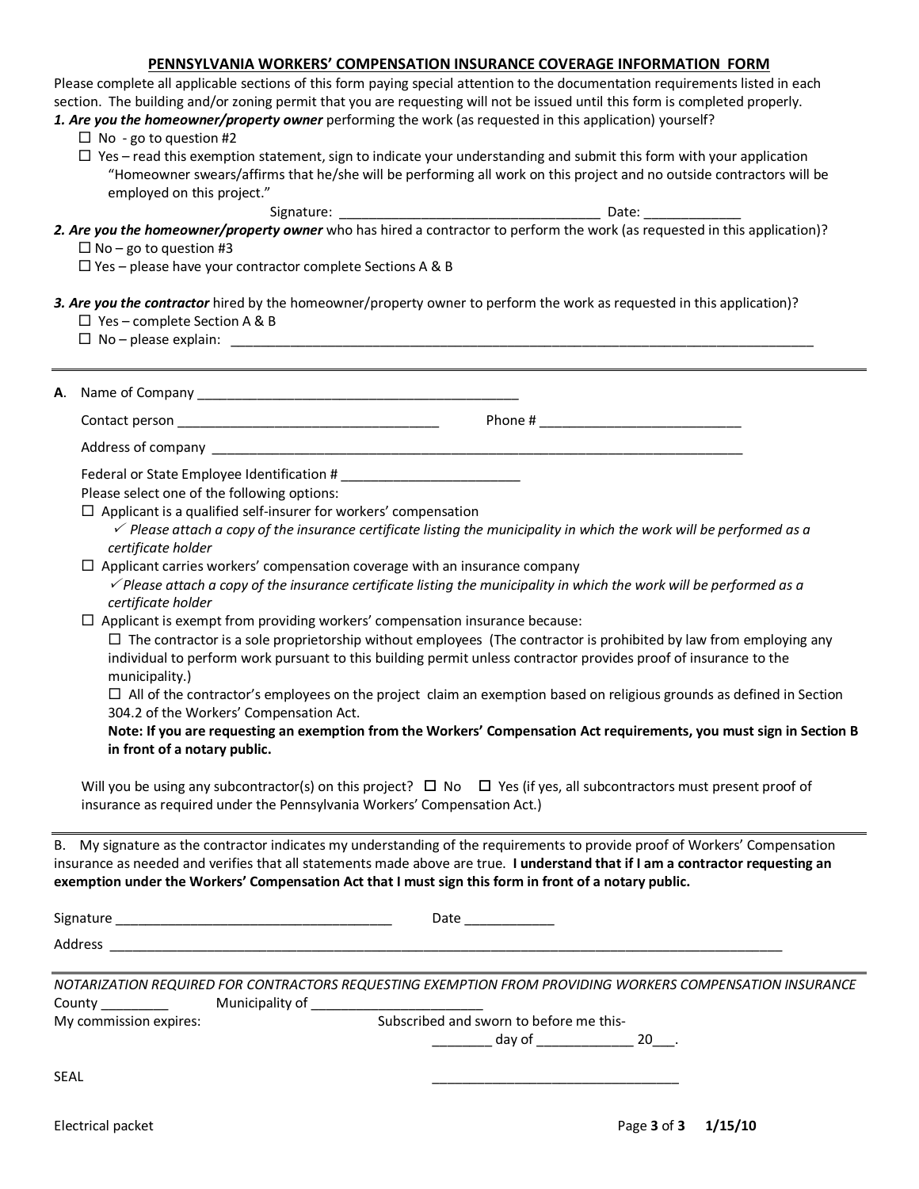## PENNSYLVANIA WORKERS' COMPENSATION INSURANCE COVERAGE INFORMATION FORM

Please complete all applicable sections of this form paying special attention to the documentation requirements listed in each section. The building and/or zoning permit that you are requesting will not be issued until this form is completed properly.

***1. Are you the homeowner/property owner*** performing the work (as requested in this application) yourself?

- ☐ No - go to question #2
- ☐ Yes – read this exemption statement, sign to indicate your understanding and submit this form with your application "Homeowner swears/affirms that he/she will be performing all work on this project and no outside contractors will be employed on this project."

Signature: ___________________________________ Date: _____________

***2. Are you the homeowner/property owner*** who has hired a contractor to perform the work (as requested in this application)?

- ☐ No – go to question #3
- ☐ Yes – please have your contractor complete Sections A & B

***3. Are you the contractor*** hired by the homeowner/property owner to perform the work as requested in this application)?

- ☐ Yes – complete Section A & B
- ☐ No – please explain: ________________________________________________________________________________

---

**A.** Name of Company _____________________________________________

Contact person ___________________________________ Phone # ____________________________

Address of company ___________________________________________________________________________

Federal or State Employee Identification # ________________________

Please select one of the following options:

- ☐ Applicant is a qualified self-insurer for workers' compensation
  - ✓ *Please attach a copy of the insurance certificate listing the municipality in which the work will be performed as a certificate holder*
- ☐ Applicant carries workers' compensation coverage with an insurance company
  - ✓ *Please attach a copy of the insurance certificate listing the municipality in which the work will be performed as a certificate holder*
- ☐ Applicant is exempt from providing workers' compensation insurance because:
  - ☐ The contractor is a sole proprietorship without employees (The contractor is prohibited by law from employing any individual to perform work pursuant to this building permit unless contractor provides proof of insurance to the municipality.)
  - ☐ All of the contractor's employees on the project claim an exemption based on religious grounds as defined in Section 304.2 of the Workers' Compensation Act.

  **Note: If you are requesting an exemption from the Workers' Compensation Act requirements, you must sign in Section B in front of a notary public.**

Will you be using any subcontractor(s) on this project? ☐ No ☐ Yes (if yes, all subcontractors must present proof of insurance as required under the Pennsylvania Workers' Compensation Act.)

---

B. My signature as the contractor indicates my understanding of the requirements to provide proof of Workers' Compensation insurance as needed and verifies that all statements made above are true. **I understand that if I am a contractor requesting an exemption under the Workers' Compensation Act that I must sign this form in front of a notary public.**

Signature _____________________________________ Date ____________

Address ______________________________________________________________________________________________

---

*NOTARIZATION REQUIRED FOR CONTRACTORS REQUESTING EXEMPTION FROM PROVIDING WORKERS COMPENSATION INSURANCE*

County _________ Municipality of _______________________

My commission expires:

Subscribed and sworn to before me this-

________ day of _____________ 20___.

SEAL

__________________________________

Electrical packet

1/15/10